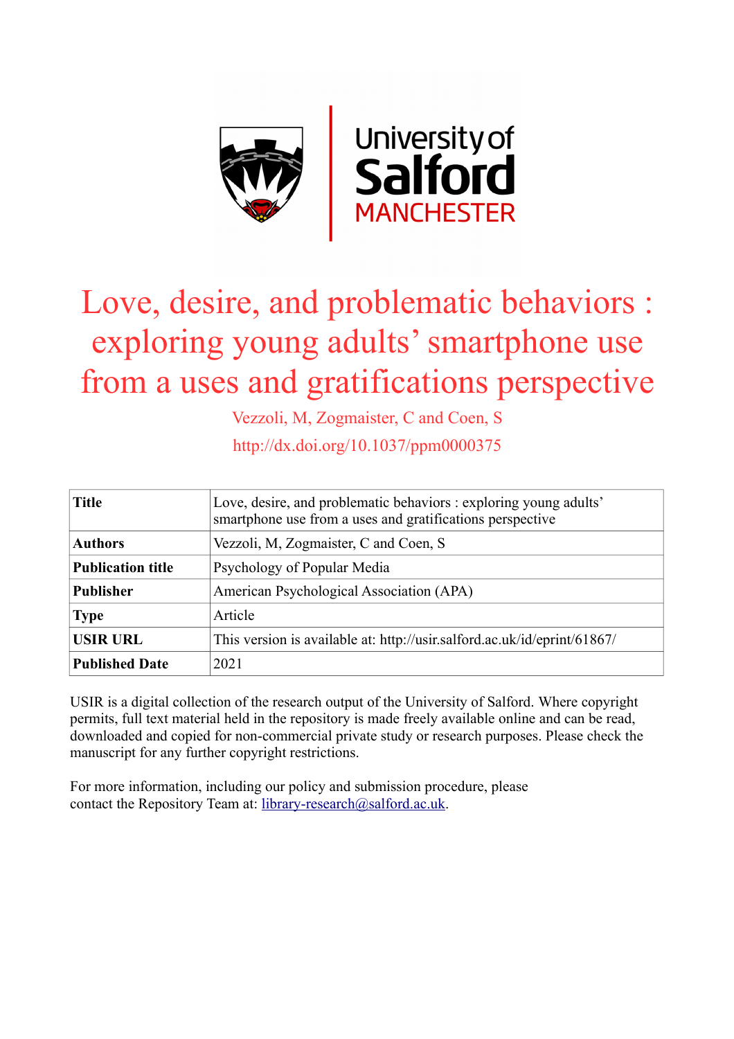# Love, desire, and problematic behaviors : exploring young adults' smartphone use from a uses and gratifications perspective

Vezzoli, M, Zogmaister, C and Coen, S

http://dx.doi.org/10.1037/ppm0000375

| **Title** | Love, desire, and problematic behaviors : exploring young adults' smartphone use from a uses and gratifications perspective |
|---|---|
| **Authors** | Vezzoli, M, Zogmaister, C and Coen, S |
| **Publication title** | Psychology of Popular Media |
| **Publisher** | American Psychological Association (APA) |
| **Type** | Article |
| **USIR URL** | This version is available at: http://usir.salford.ac.uk/id/eprint/61867/ |
| **Published Date** | 2021 |

USIR is a digital collection of the research output of the University of Salford. Where copyright permits, full text material held in the repository is made freely available online and can be read, downloaded and copied for non-commercial private study or research purposes. Please check the manuscript for any further copyright restrictions.

For more information, including our policy and submission procedure, please contact the Repository Team at: library-research@salford.ac.uk.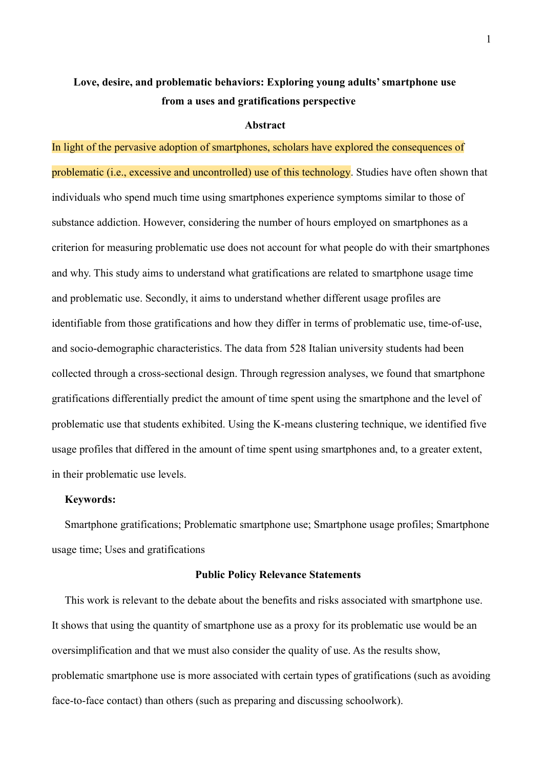**Love, desire, and problematic behaviors: Exploring young adults' smartphone use from a uses and gratifications perspective**

**Abstract**

In light of the pervasive adoption of smartphones, scholars have explored the consequences of problematic (i.e., excessive and uncontrolled) use of this technology. Studies have often shown that individuals who spend much time using smartphones experience symptoms similar to those of substance addiction. However, considering the number of hours employed on smartphones as a criterion for measuring problematic use does not account for what people do with their smartphones and why. This study aims to understand what gratifications are related to smartphone usage time and problematic use. Secondly, it aims to understand whether different usage profiles are identifiable from those gratifications and how they differ in terms of problematic use, time-of-use, and socio-demographic characteristics. The data from 528 Italian university students had been collected through a cross-sectional design. Through regression analyses, we found that smartphone gratifications differentially predict the amount of time spent using the smartphone and the level of problematic use that students exhibited. Using the K-means clustering technique, we identified five usage profiles that differed in the amount of time spent using smartphones and, to a greater extent, in their problematic use levels.

**Keywords:**

Smartphone gratifications; Problematic smartphone use; Smartphone usage profiles; Smartphone usage time; Uses and gratifications

**Public Policy Relevance Statements**

This work is relevant to the debate about the benefits and risks associated with smartphone use. It shows that using the quantity of smartphone use as a proxy for its problematic use would be an oversimplification and that we must also consider the quality of use. As the results show, problematic smartphone use is more associated with certain types of gratifications (such as avoiding face-to-face contact) than others (such as preparing and discussing schoolwork).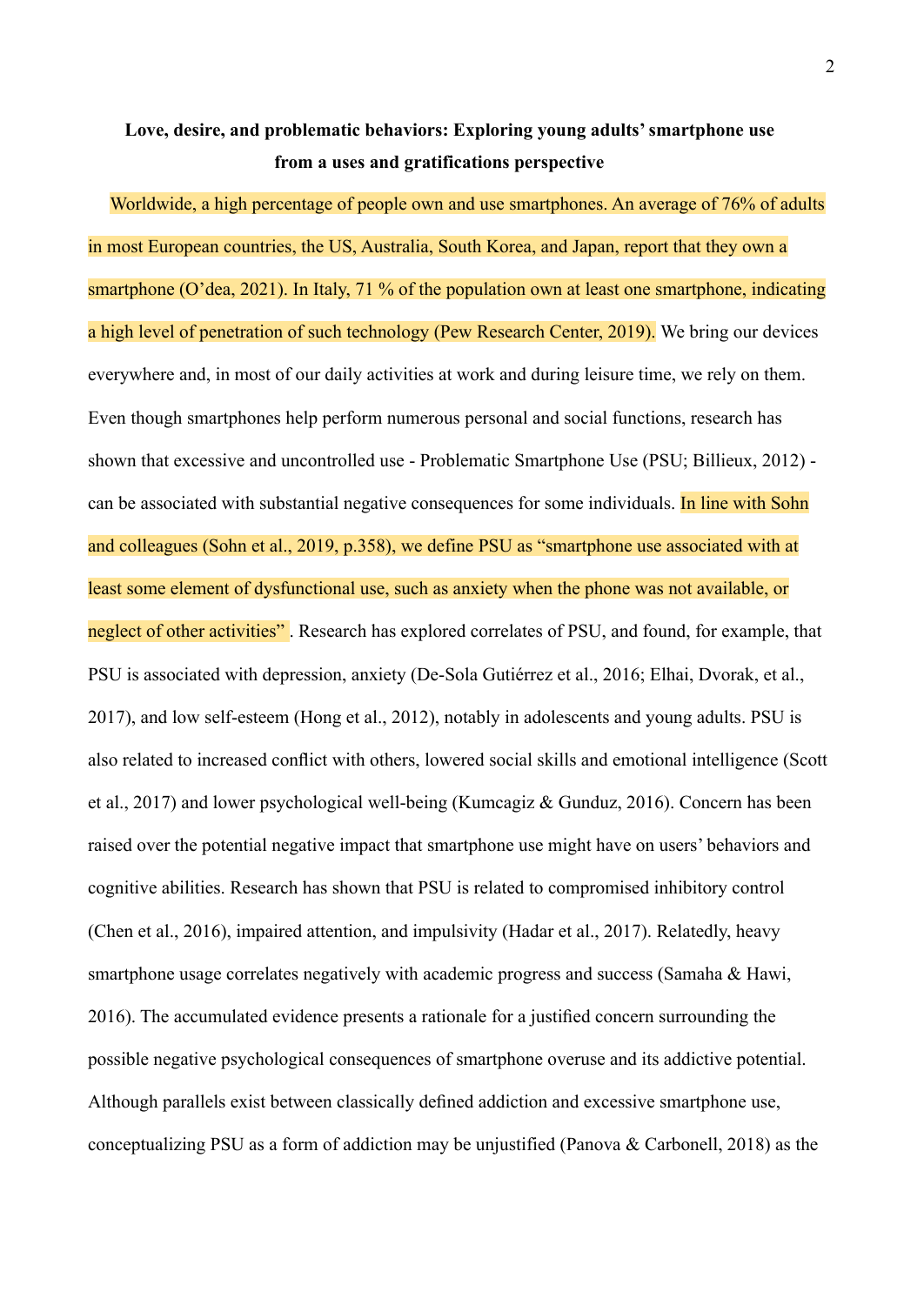**Love, desire, and problematic behaviors: Exploring young adults' smartphone use from a uses and gratifications perspective**

Worldwide, a high percentage of people own and use smartphones. An average of 76% of adults in most European countries, the US, Australia, South Korea, and Japan, report that they own a smartphone (O'dea, 2021). In Italy, 71 % of the population own at least one smartphone, indicating a high level of penetration of such technology (Pew Research Center, 2019). We bring our devices everywhere and, in most of our daily activities at work and during leisure time, we rely on them. Even though smartphones help perform numerous personal and social functions, research has shown that excessive and uncontrolled use - Problematic Smartphone Use (PSU; Billieux, 2012) - can be associated with substantial negative consequences for some individuals. In line with Sohn and colleagues (Sohn et al., 2019, p.358), we define PSU as "smartphone use associated with at least some element of dysfunctional use, such as anxiety when the phone was not available, or neglect of other activities" . Research has explored correlates of PSU, and found, for example, that PSU is associated with depression, anxiety (De-Sola Gutiérrez et al., 2016; Elhai, Dvorak, et al., 2017), and low self-esteem (Hong et al., 2012), notably in adolescents and young adults. PSU is also related to increased conflict with others, lowered social skills and emotional intelligence (Scott et al., 2017) and lower psychological well-being (Kumcagiz & Gunduz, 2016). Concern has been raised over the potential negative impact that smartphone use might have on users' behaviors and cognitive abilities. Research has shown that PSU is related to compromised inhibitory control (Chen et al., 2016), impaired attention, and impulsivity (Hadar et al., 2017). Relatedly, heavy smartphone usage correlates negatively with academic progress and success (Samaha & Hawi, 2016). The accumulated evidence presents a rationale for a justified concern surrounding the possible negative psychological consequences of smartphone overuse and its addictive potential. Although parallels exist between classically defined addiction and excessive smartphone use, conceptualizing PSU as a form of addiction may be unjustified (Panova & Carbonell, 2018) as the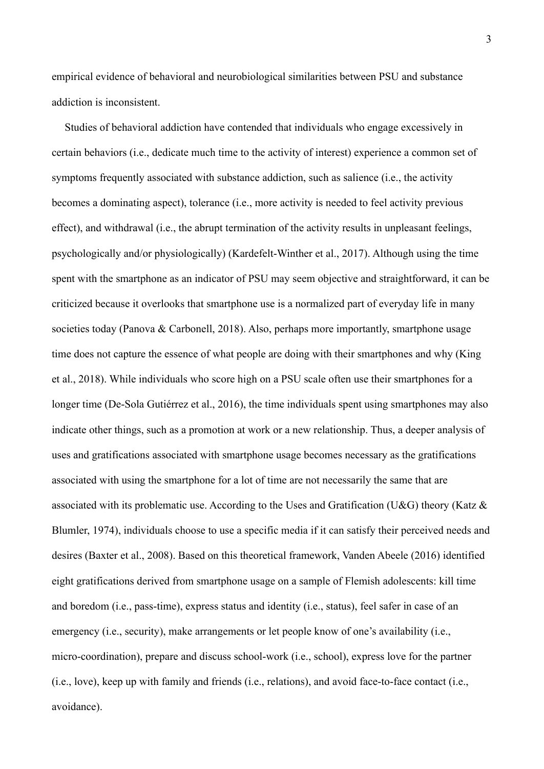empirical evidence of behavioral and neurobiological similarities between PSU and substance addiction is inconsistent.

Studies of behavioral addiction have contended that individuals who engage excessively in certain behaviors (i.e., dedicate much time to the activity of interest) experience a common set of symptoms frequently associated with substance addiction, such as salience (i.e., the activity becomes a dominating aspect), tolerance (i.e., more activity is needed to feel activity previous effect), and withdrawal (i.e., the abrupt termination of the activity results in unpleasant feelings, psychologically and/or physiologically) (Kardefelt-Winther et al., 2017). Although using the time spent with the smartphone as an indicator of PSU may seem objective and straightforward, it can be criticized because it overlooks that smartphone use is a normalized part of everyday life in many societies today (Panova & Carbonell, 2018). Also, perhaps more importantly, smartphone usage time does not capture the essence of what people are doing with their smartphones and why (King et al., 2018). While individuals who score high on a PSU scale often use their smartphones for a longer time (De-Sola Gutiérrez et al., 2016), the time individuals spent using smartphones may also indicate other things, such as a promotion at work or a new relationship. Thus, a deeper analysis of uses and gratifications associated with smartphone usage becomes necessary as the gratifications associated with using the smartphone for a lot of time are not necessarily the same that are associated with its problematic use. According to the Uses and Gratification (U&G) theory (Katz & Blumler, 1974), individuals choose to use a specific media if it can satisfy their perceived needs and desires (Baxter et al., 2008). Based on this theoretical framework, Vanden Abeele (2016) identified eight gratifications derived from smartphone usage on a sample of Flemish adolescents: kill time and boredom (i.e., pass-time), express status and identity (i.e., status), feel safer in case of an emergency (i.e., security), make arrangements or let people know of one's availability (i.e., micro-coordination), prepare and discuss school-work (i.e., school), express love for the partner (i.e., love), keep up with family and friends (i.e., relations), and avoid face-to-face contact (i.e., avoidance).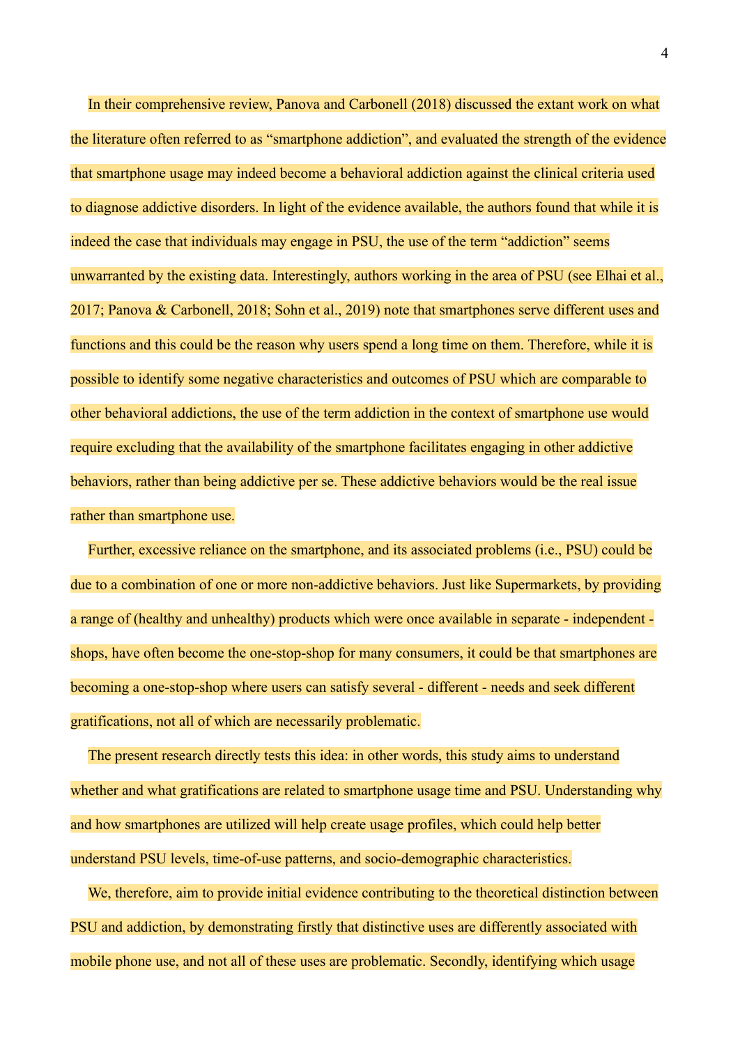In their comprehensive review, Panova and Carbonell (2018) discussed the extant work on what the literature often referred to as "smartphone addiction", and evaluated the strength of the evidence that smartphone usage may indeed become a behavioral addiction against the clinical criteria used to diagnose addictive disorders. In light of the evidence available, the authors found that while it is indeed the case that individuals may engage in PSU, the use of the term "addiction" seems unwarranted by the existing data. Interestingly, authors working in the area of PSU (see Elhai et al., 2017; Panova & Carbonell, 2018; Sohn et al., 2019) note that smartphones serve different uses and functions and this could be the reason why users spend a long time on them. Therefore, while it is possible to identify some negative characteristics and outcomes of PSU which are comparable to other behavioral addictions, the use of the term addiction in the context of smartphone use would require excluding that the availability of the smartphone facilitates engaging in other addictive behaviors, rather than being addictive per se. These addictive behaviors would be the real issue rather than smartphone use.

Further, excessive reliance on the smartphone, and its associated problems (i.e., PSU) could be due to a combination of one or more non-addictive behaviors. Just like Supermarkets, by providing a range of (healthy and unhealthy) products which were once available in separate - independent - shops, have often become the one-stop-shop for many consumers, it could be that smartphones are becoming a one-stop-shop where users can satisfy several - different - needs and seek different gratifications, not all of which are necessarily problematic.

The present research directly tests this idea: in other words, this study aims to understand whether and what gratifications are related to smartphone usage time and PSU. Understanding why and how smartphones are utilized will help create usage profiles, which could help better understand PSU levels, time-of-use patterns, and socio-demographic characteristics.

We, therefore, aim to provide initial evidence contributing to the theoretical distinction between PSU and addiction, by demonstrating firstly that distinctive uses are differently associated with mobile phone use, and not all of these uses are problematic. Secondly, identifying which usage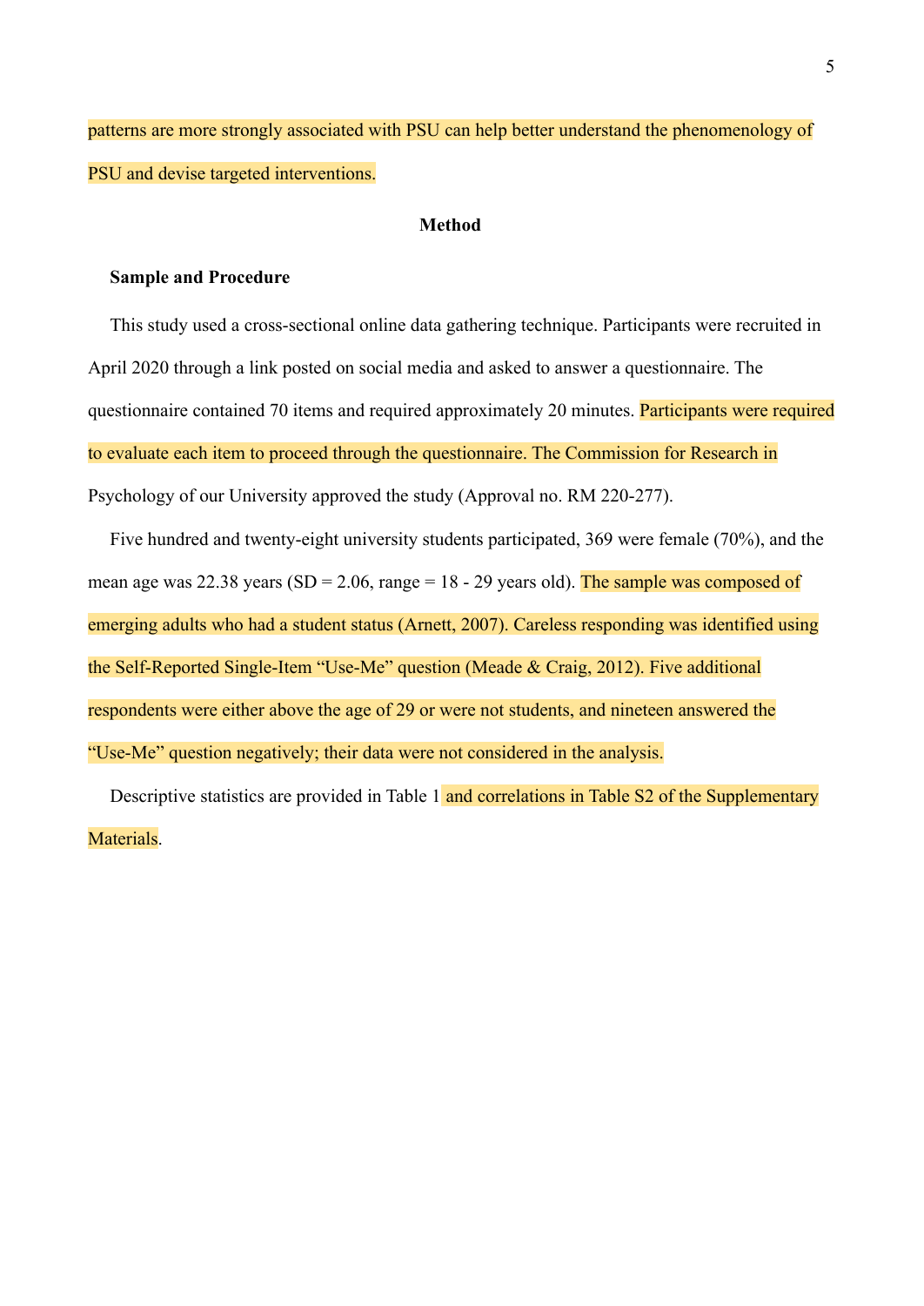patterns are more strongly associated with PSU can help better understand the phenomenology of PSU and devise targeted interventions.

## Method

### Sample and Procedure

This study used a cross-sectional online data gathering technique. Participants were recruited in April 2020 through a link posted on social media and asked to answer a questionnaire. The questionnaire contained 70 items and required approximately 20 minutes. Participants were required to evaluate each item to proceed through the questionnaire. The Commission for Research in Psychology of our University approved the study (Approval no. RM 220-277).

Five hundred and twenty-eight university students participated, 369 were female (70%), and the mean age was 22.38 years (SD = 2.06, range = 18 - 29 years old). The sample was composed of emerging adults who had a student status (Arnett, 2007). Careless responding was identified using the Self-Reported Single-Item "Use-Me" question (Meade & Craig, 2012). Five additional respondents were either above the age of 29 or were not students, and nineteen answered the "Use-Me" question negatively; their data were not considered in the analysis.

Descriptive statistics are provided in Table 1 and correlations in Table S2 of the Supplementary Materials.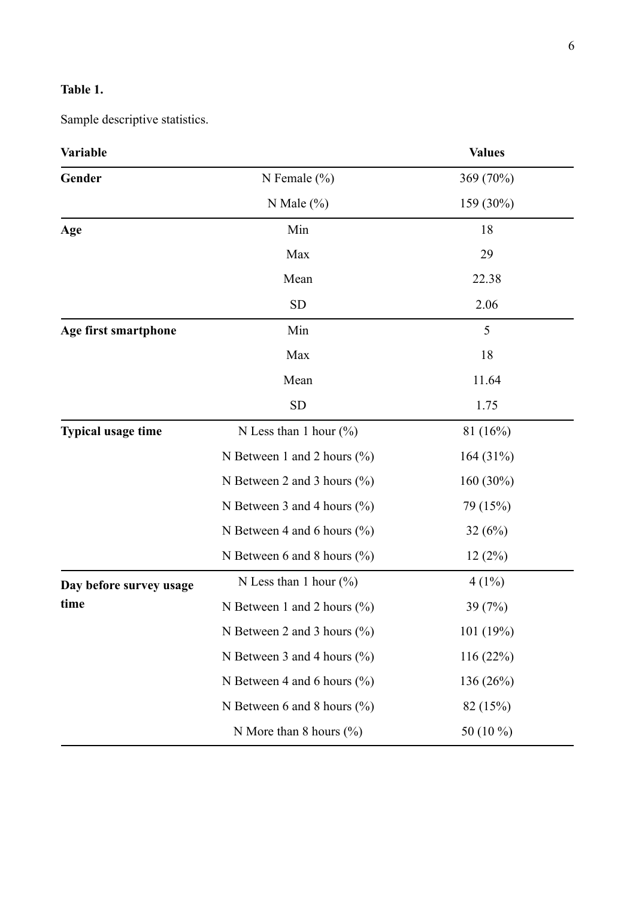**Table 1.**

Sample descriptive statistics.

| **Variable** | | **Values** |
|---|---|---|
| **Gender** | N Female (%) | 369 (70%) |
| | N Male (%) | 159 (30%) |
| **Age** | Min | 18 |
| | Max | 29 |
| | Mean | 22.38 |
| | SD | 2.06 |
| **Age first smartphone** | Min | 5 |
| | Max | 18 |
| | Mean | 11.64 |
| | SD | 1.75 |
| **Typical usage time** | N Less than 1 hour (%) | 81 (16%) |
| | N Between 1 and 2 hours (%) | 164 (31%) |
| | N Between 2 and 3 hours (%) | 160 (30%) |
| | N Between 3 and 4 hours (%) | 79 (15%) |
| | N Between 4 and 6 hours (%) | 32 (6%) |
| | N Between 6 and 8 hours (%) | 12 (2%) |
| **Day before survey usage time** | N Less than 1 hour (%) | 4 (1%) |
| | N Between 1 and 2 hours (%) | 39 (7%) |
| | N Between 2 and 3 hours (%) | 101 (19%) |
| | N Between 3 and 4 hours (%) | 116 (22%) |
| | N Between 4 and 6 hours (%) | 136 (26%) |
| | N Between 6 and 8 hours (%) | 82 (15%) |
| | N More than 8 hours (%) | 50 (10 %) |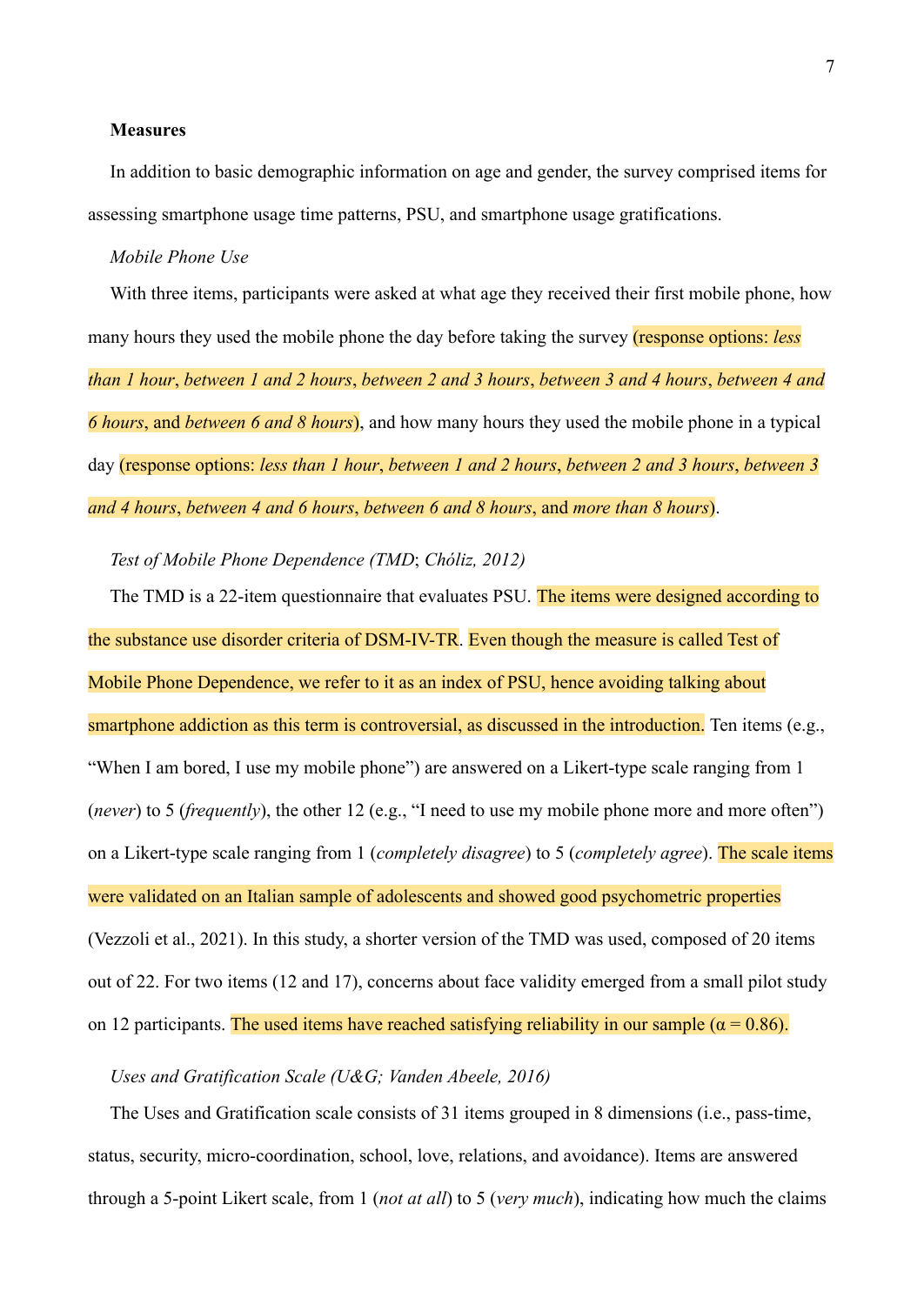**Measures**

In addition to basic demographic information on age and gender, the survey comprised items for assessing smartphone usage time patterns, PSU, and smartphone usage gratifications.

*Mobile Phone Use*

With three items, participants were asked at what age they received their first mobile phone, how many hours they used the mobile phone the day before taking the survey (response options: *less than 1 hour*, *between 1 and 2 hours*, *between 2 and 3 hours*, *between 3 and 4 hours*, *between 4 and 6 hours*, and *between 6 and 8 hours*), and how many hours they used the mobile phone in a typical day (response options: *less than 1 hour*, *between 1 and 2 hours*, *between 2 and 3 hours*, *between 3 and 4 hours*, *between 4 and 6 hours*, *between 6 and 8 hours*, and *more than 8 hours*).

*Test of Mobile Phone Dependence (TMD; Chóliz, 2012)*

The TMD is a 22-item questionnaire that evaluates PSU. The items were designed according to the substance use disorder criteria of DSM-IV-TR. Even though the measure is called Test of Mobile Phone Dependence, we refer to it as an index of PSU, hence avoiding talking about smartphone addiction as this term is controversial, as discussed in the introduction. Ten items (e.g., "When I am bored, I use my mobile phone") are answered on a Likert-type scale ranging from 1 (*never*) to 5 (*frequently*), the other 12 (e.g., "I need to use my mobile phone more and more often") on a Likert-type scale ranging from 1 (*completely disagree*) to 5 (*completely agree*). The scale items were validated on an Italian sample of adolescents and showed good psychometric properties (Vezzoli et al., 2021). In this study, a shorter version of the TMD was used, composed of 20 items out of 22. For two items (12 and 17), concerns about face validity emerged from a small pilot study on 12 participants. The used items have reached satisfying reliability in our sample ($\alpha = 0.86$).

*Uses and Gratification Scale (U&G; Vanden Abeele, 2016)*

The Uses and Gratification scale consists of 31 items grouped in 8 dimensions (i.e., pass-time, status, security, micro-coordination, school, love, relations, and avoidance). Items are answered through a 5-point Likert scale, from 1 (*not at all*) to 5 (*very much*), indicating how much the claims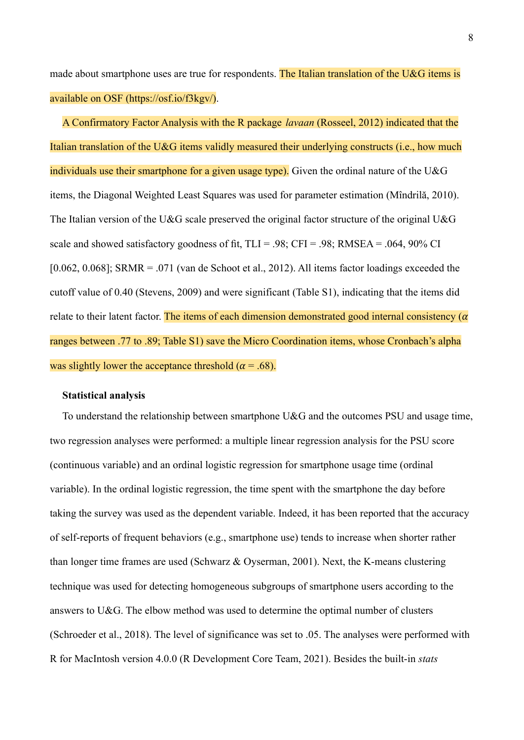made about smartphone uses are true for respondents. The Italian translation of the U&G items is available on OSF (https://osf.io/f3kgv/).

A Confirmatory Factor Analysis with the R package *lavaan* (Rosseel, 2012) indicated that the Italian translation of the U&G items validly measured their underlying constructs (i.e., how much individuals use their smartphone for a given usage type). Given the ordinal nature of the U&G items, the Diagonal Weighted Least Squares was used for parameter estimation (Mîndrilă, 2010). The Italian version of the U&G scale preserved the original factor structure of the original U&G scale and showed satisfactory goodness of fit, TLI = .98; CFI = .98; RMSEA = .064, 90% CI [0.062, 0.068]; SRMR = .071 (van de Schoot et al., 2012). All items factor loadings exceeded the cutoff value of 0.40 (Stevens, 2009) and were significant (Table S1), indicating that the items did relate to their latent factor. The items of each dimension demonstrated good internal consistency ($\alpha$ ranges between .77 to .89; Table S1) save the Micro Coordination items, whose Cronbach's alpha was slightly lower the acceptance threshold ($\alpha$ = .68).

**Statistical analysis**

To understand the relationship between smartphone U&G and the outcomes PSU and usage time, two regression analyses were performed: a multiple linear regression analysis for the PSU score (continuous variable) and an ordinal logistic regression for smartphone usage time (ordinal variable). In the ordinal logistic regression, the time spent with the smartphone the day before taking the survey was used as the dependent variable. Indeed, it has been reported that the accuracy of self-reports of frequent behaviors (e.g., smartphone use) tends to increase when shorter rather than longer time frames are used (Schwarz & Oyserman, 2001). Next, the K-means clustering technique was used for detecting homogeneous subgroups of smartphone users according to the answers to U&G. The elbow method was used to determine the optimal number of clusters (Schroeder et al., 2018). The level of significance was set to .05. The analyses were performed with R for MacIntosh version 4.0.0 (R Development Core Team, 2021). Besides the built-in *stats*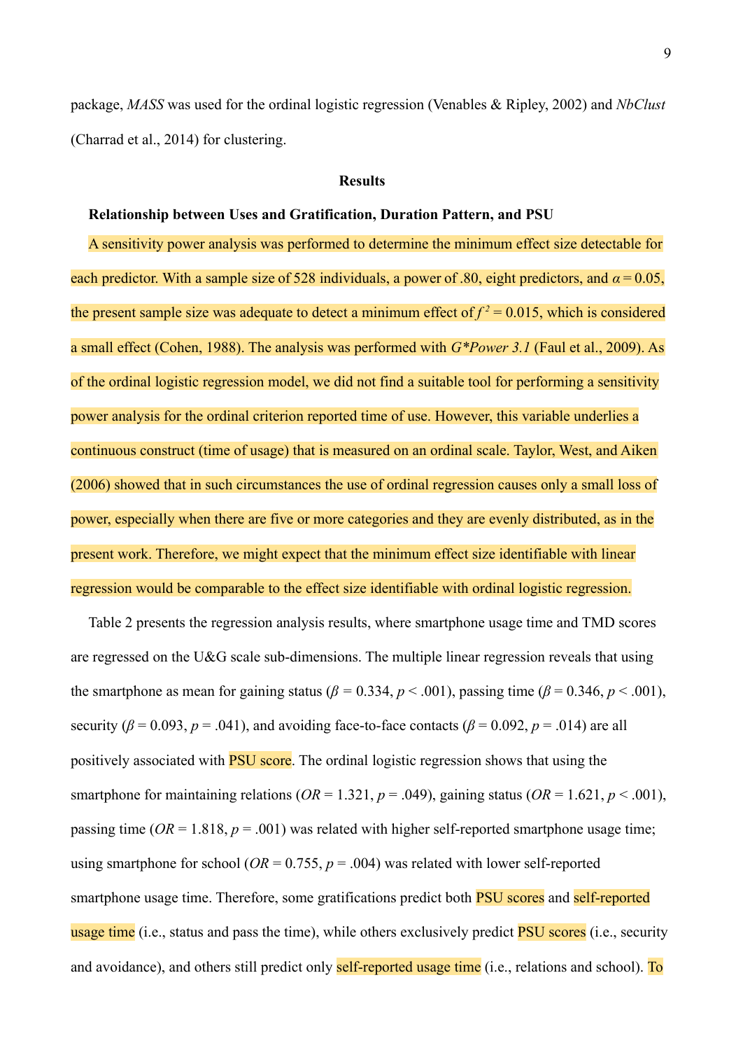package, *MASS* was used for the ordinal logistic regression (Venables & Ripley, 2002) and *NbClust* (Charrad et al., 2014) for clustering.

## Results

### Relationship between Uses and Gratification, Duration Pattern, and PSU

A sensitivity power analysis was performed to determine the minimum effect size detectable for each predictor. With a sample size of 528 individuals, a power of .80, eight predictors, and $\alpha = 0.05$, the present sample size was adequate to detect a minimum effect of $f^2 = 0.015$, which is considered a small effect (Cohen, 1988). The analysis was performed with *G\*Power 3.1* (Faul et al., 2009). As of the ordinal logistic regression model, we did not find a suitable tool for performing a sensitivity power analysis for the ordinal criterion reported time of use. However, this variable underlies a continuous construct (time of usage) that is measured on an ordinal scale. Taylor, West, and Aiken (2006) showed that in such circumstances the use of ordinal regression causes only a small loss of power, especially when there are five or more categories and they are evenly distributed, as in the present work. Therefore, we might expect that the minimum effect size identifiable with linear regression would be comparable to the effect size identifiable with ordinal logistic regression.

Table 2 presents the regression analysis results, where smartphone usage time and TMD scores are regressed on the U&G scale sub-dimensions. The multiple linear regression reveals that using the smartphone as mean for gaining status ($\beta$ = 0.334, $p$ < .001), passing time ($\beta$ = 0.346, $p$ < .001), security ($\beta$ = 0.093, $p$ = .041), and avoiding face-to-face contacts ($\beta$ = 0.092, $p$ = .014) are all positively associated with PSU score. The ordinal logistic regression shows that using the smartphone for maintaining relations (*OR* = 1.321, $p$ = .049), gaining status (*OR* = 1.621, $p$ < .001), passing time (*OR* = 1.818, $p$ = .001) was related with higher self-reported smartphone usage time; using smartphone for school (*OR* = 0.755, $p$ = .004) was related with lower self-reported smartphone usage time. Therefore, some gratifications predict both PSU scores and self-reported usage time (i.e., status and pass the time), while others exclusively predict PSU scores (i.e., security and avoidance), and others still predict only self-reported usage time (i.e., relations and school). To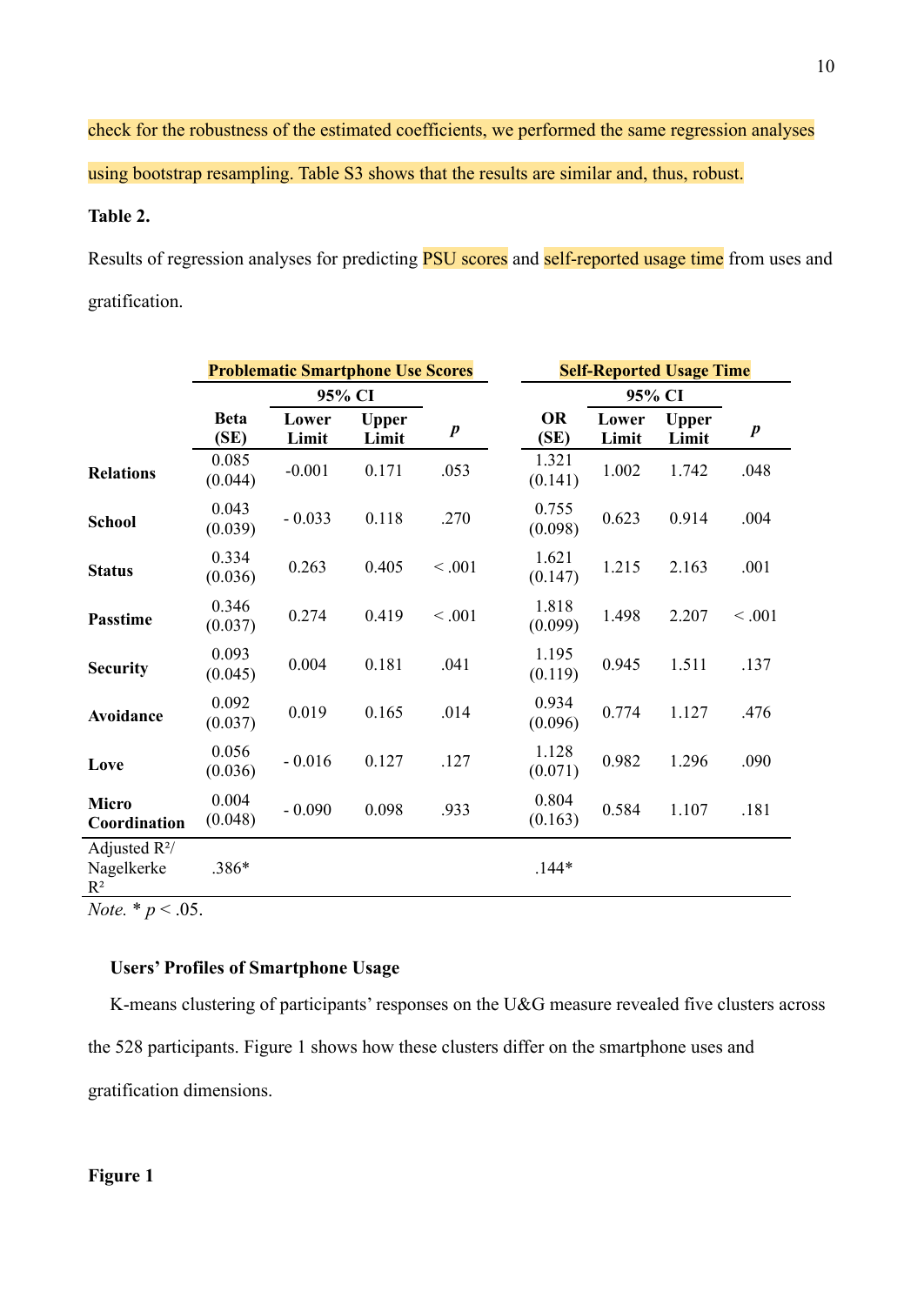check for the robustness of the estimated coefficients, we performed the same regression analyses using bootstrap resampling. Table S3 shows that the results are similar and, thus, robust.

**Table 2.**

Results of regression analyses for predicting PSU scores and self-reported usage time from uses and gratification.

| | **Problematic Smartphone Use Scores** | | | | **Self-Reported Usage Time** | | | |
|---|---|---|---|---|---|---|---|---|
| | | **95% CI** | | | | **95% CI** | | |
| | **Beta (SE)** | **Lower Limit** | **Upper Limit** | ***p*** | **OR (SE)** | **Lower Limit** | **Upper Limit** | ***p*** |
| **Relations** | 0.085 (0.044) | -0.001 | 0.171 | .053 | 1.321 (0.141) | 1.002 | 1.742 | .048 |
| **School** | 0.043 (0.039) | - 0.033 | 0.118 | .270 | 0.755 (0.098) | 0.623 | 0.914 | .004 |
| **Status** | 0.334 (0.036) | 0.263 | 0.405 | < .001 | 1.621 (0.147) | 1.215 | 2.163 | .001 |
| **Passtime** | 0.346 (0.037) | 0.274 | 0.419 | < .001 | 1.818 (0.099) | 1.498 | 2.207 | < .001 |
| **Security** | 0.093 (0.045) | 0.004 | 0.181 | .041 | 1.195 (0.119) | 0.945 | 1.511 | .137 |
| **Avoidance** | 0.092 (0.037) | 0.019 | 0.165 | .014 | 0.934 (0.096) | 0.774 | 1.127 | .476 |
| **Love** | 0.056 (0.036) | - 0.016 | 0.127 | .127 | 1.128 (0.071) | 0.982 | 1.296 | .090 |
| **Micro Coordination** | 0.004 (0.048) | - 0.090 | 0.098 | .933 | 0.804 (0.163) | 0.584 | 1.107 | .181 |
| Adjusted $R^2$/ Nagelkerke $R^2$ | .386* | | | | .144* | | | |

*Note.* * $p < .05$.

### Users' Profiles of Smartphone Usage

K-means clustering of participants' responses on the U&G measure revealed five clusters across the 528 participants. Figure 1 shows how these clusters differ on the smartphone uses and gratification dimensions.

**Figure 1**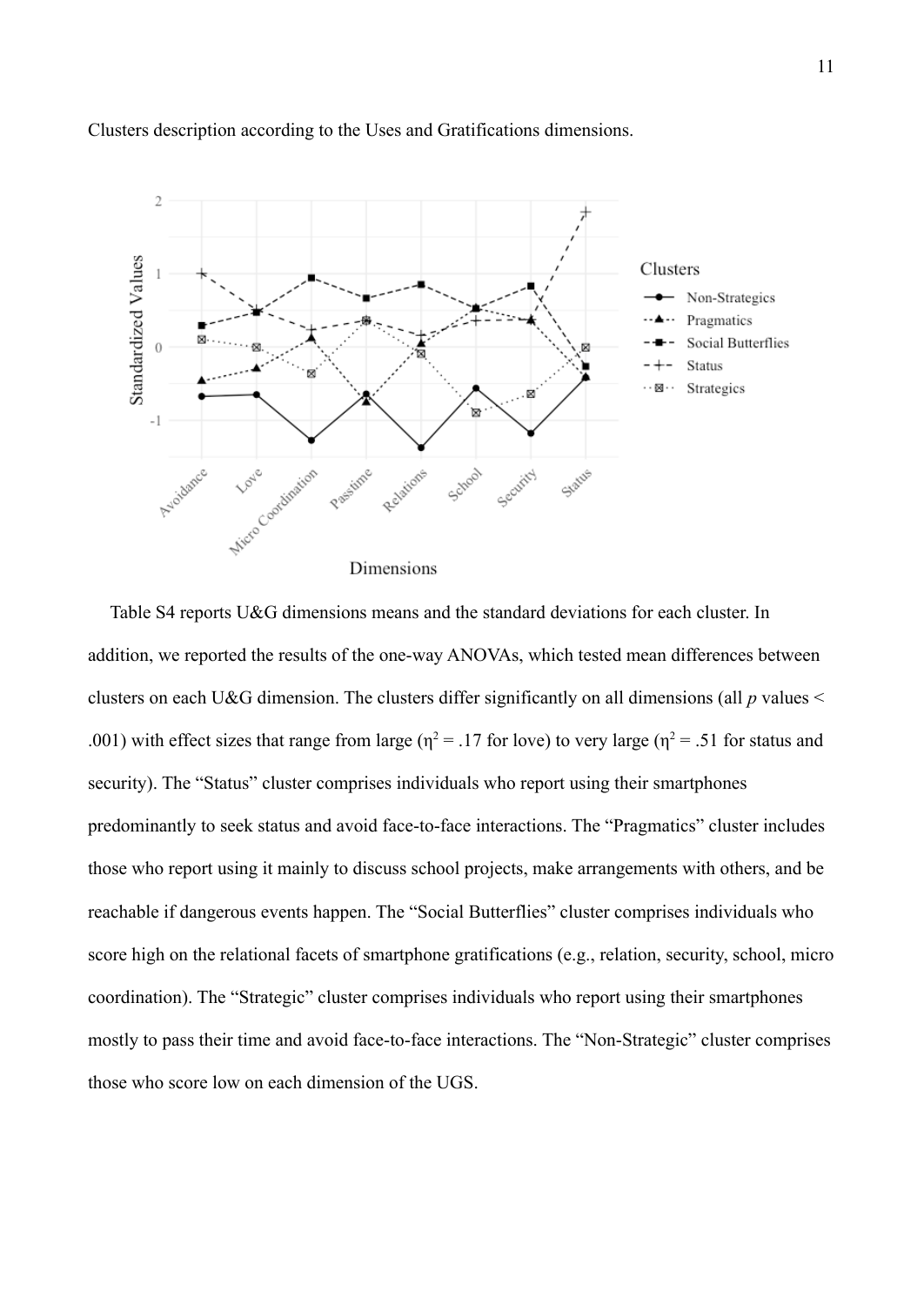Clusters description according to the Uses and Gratifications dimensions.

Table S4 reports U&G dimensions means and the standard deviations for each cluster. In addition, we reported the results of the one-way ANOVAs, which tested mean differences between clusters on each U&G dimension. The clusters differ significantly on all dimensions (all *p* values < .001) with effect sizes that range from large ($\eta^2$ = .17 for love) to very large ($\eta^2$ = .51 for status and security). The "Status" cluster comprises individuals who report using their smartphones predominantly to seek status and avoid face-to-face interactions. The "Pragmatics" cluster includes those who report using it mainly to discuss school projects, make arrangements with others, and be reachable if dangerous events happen. The "Social Butterflies" cluster comprises individuals who score high on the relational facets of smartphone gratifications (e.g., relation, security, school, micro coordination). The "Strategic" cluster comprises individuals who report using their smartphones mostly to pass their time and avoid face-to-face interactions. The "Non-Strategic" cluster comprises those who score low on each dimension of the UGS.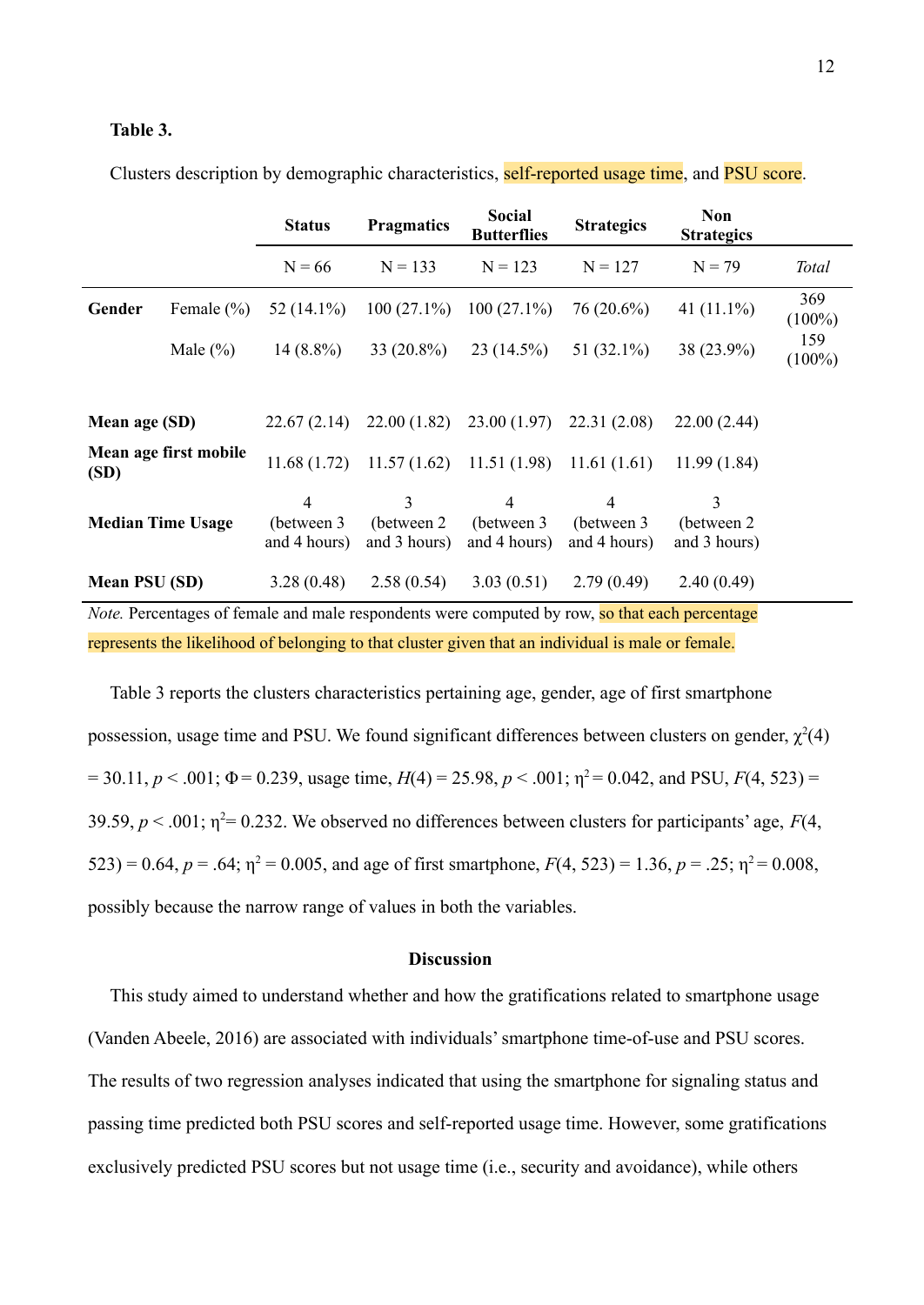**Table 3.**

Clusters description by demographic characteristics, self-reported usage time, and PSU score.

| | | Status | Pragmatics | Social Butterflies | Strategics | Non Strategics | |
|---|---|---|---|---|---|---|---|
| | | N = 66 | N = 133 | N = 123 | N = 127 | N = 79 | *Total* |
| **Gender** | Female (%) | 52 (14.1%) | 100 (27.1%) | 100 (27.1%) | 76 (20.6%) | 41 (11.1%) | 369 (100%) |
| | Male (%) | 14 (8.8%) | 33 (20.8%) | 23 (14.5%) | 51 (32.1%) | 38 (23.9%) | 159 (100%) |
| **Mean age (SD)** | | 22.67 (2.14) | 22.00 (1.82) | 23.00 (1.97) | 22.31 (2.08) | 22.00 (2.44) | |
| **Mean age first mobile (SD)** | | 11.68 (1.72) | 11.57 (1.62) | 11.51 (1.98) | 11.61 (1.61) | 11.99 (1.84) | |
| **Median Time Usage** | | 4 (between 3 and 4 hours) | 3 (between 2 and 3 hours) | 4 (between 3 and 4 hours) | 4 (between 3 and 4 hours) | 3 (between 2 and 3 hours) | |
| **Mean PSU (SD)** | | 3.28 (0.48) | 2.58 (0.54) | 3.03 (0.51) | 2.79 (0.49) | 2.40 (0.49) | |

*Note.* Percentages of female and male respondents were computed by row, so that each percentage represents the likelihood of belonging to that cluster given that an individual is male or female.

Table 3 reports the clusters characteristics pertaining age, gender, age of first smartphone possession, usage time and PSU. We found significant differences between clusters on gender, $\chi^2(4) = 30.11$, $p < .001$; $\Phi = 0.239$, usage time, $H(4) = 25.98$, $p < .001$; $\eta^2 = 0.042$, and PSU, $F(4, 523) = 39.59$, $p < .001$; $\eta^2 = 0.232$. We observed no differences between clusters for participants' age, $F(4, 523) = 0.64$, $p = .64$; $\eta^2 = 0.005$, and age of first smartphone, $F(4, 523) = 1.36$, $p = .25$; $\eta^2 = 0.008$, possibly because the narrow range of values in both the variables.

## Discussion

This study aimed to understand whether and how the gratifications related to smartphone usage (Vanden Abeele, 2016) are associated with individuals' smartphone time-of-use and PSU scores. The results of two regression analyses indicated that using the smartphone for signaling status and passing time predicted both PSU scores and self-reported usage time. However, some gratifications exclusively predicted PSU scores but not usage time (i.e., security and avoidance), while others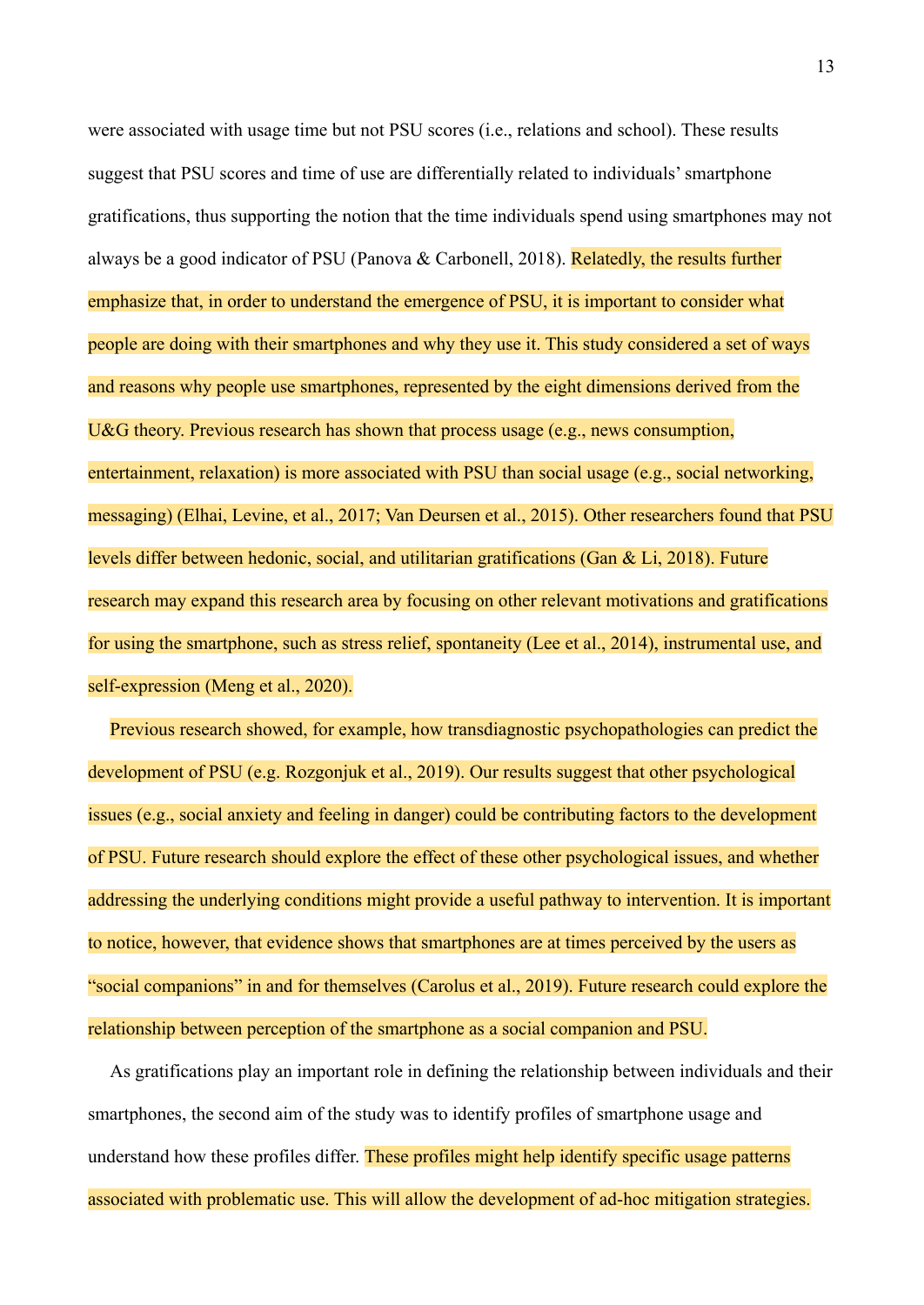were associated with usage time but not PSU scores (i.e., relations and school). These results suggest that PSU scores and time of use are differentially related to individuals' smartphone gratifications, thus supporting the notion that the time individuals spend using smartphones may not always be a good indicator of PSU (Panova & Carbonell, 2018). Relatedly, the results further emphasize that, in order to understand the emergence of PSU, it is important to consider what people are doing with their smartphones and why they use it. This study considered a set of ways and reasons why people use smartphones, represented by the eight dimensions derived from the U&G theory. Previous research has shown that process usage (e.g., news consumption, entertainment, relaxation) is more associated with PSU than social usage (e.g., social networking, messaging) (Elhai, Levine, et al., 2017; Van Deursen et al., 2015). Other researchers found that PSU levels differ between hedonic, social, and utilitarian gratifications (Gan & Li, 2018). Future research may expand this research area by focusing on other relevant motivations and gratifications for using the smartphone, such as stress relief, spontaneity (Lee et al., 2014), instrumental use, and self-expression (Meng et al., 2020).

Previous research showed, for example, how transdiagnostic psychopathologies can predict the development of PSU (e.g. Rozgonjuk et al., 2019). Our results suggest that other psychological issues (e.g., social anxiety and feeling in danger) could be contributing factors to the development of PSU. Future research should explore the effect of these other psychological issues, and whether addressing the underlying conditions might provide a useful pathway to intervention. It is important to notice, however, that evidence shows that smartphones are at times perceived by the users as "social companions" in and for themselves (Carolus et al., 2019). Future research could explore the relationship between perception of the smartphone as a social companion and PSU.

As gratifications play an important role in defining the relationship between individuals and their smartphones, the second aim of the study was to identify profiles of smartphone usage and understand how these profiles differ. These profiles might help identify specific usage patterns associated with problematic use. This will allow the development of ad-hoc mitigation strategies.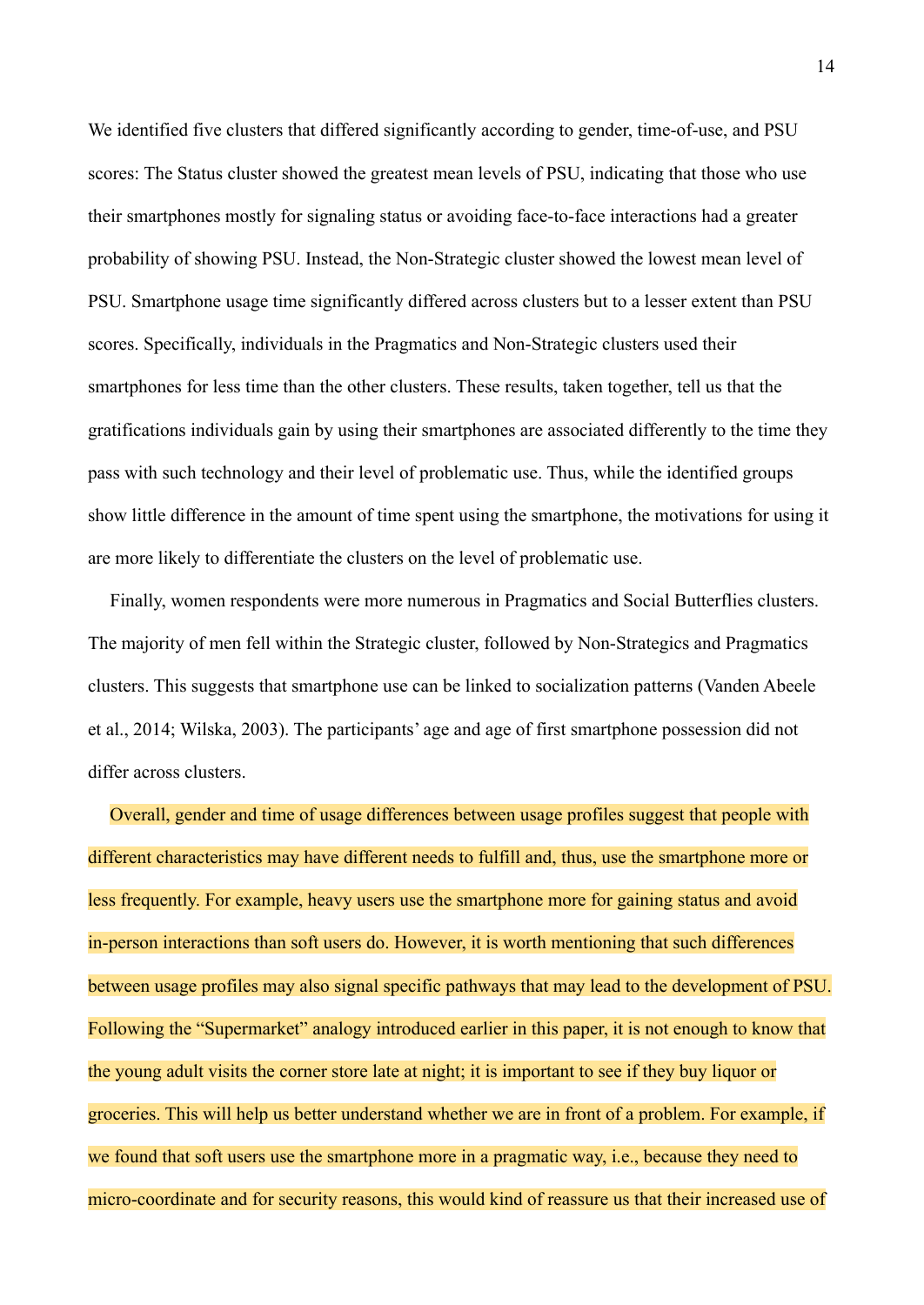We identified five clusters that differed significantly according to gender, time-of-use, and PSU scores: The Status cluster showed the greatest mean levels of PSU, indicating that those who use their smartphones mostly for signaling status or avoiding face-to-face interactions had a greater probability of showing PSU. Instead, the Non-Strategic cluster showed the lowest mean level of PSU. Smartphone usage time significantly differed across clusters but to a lesser extent than PSU scores. Specifically, individuals in the Pragmatics and Non-Strategic clusters used their smartphones for less time than the other clusters. These results, taken together, tell us that the gratifications individuals gain by using their smartphones are associated differently to the time they pass with such technology and their level of problematic use. Thus, while the identified groups show little difference in the amount of time spent using the smartphone, the motivations for using it are more likely to differentiate the clusters on the level of problematic use.

Finally, women respondents were more numerous in Pragmatics and Social Butterflies clusters. The majority of men fell within the Strategic cluster, followed by Non-Strategics and Pragmatics clusters. This suggests that smartphone use can be linked to socialization patterns (Vanden Abeele et al., 2014; Wilska, 2003). The participants' age and age of first smartphone possession did not differ across clusters.

Overall, gender and time of usage differences between usage profiles suggest that people with different characteristics may have different needs to fulfill and, thus, use the smartphone more or less frequently. For example, heavy users use the smartphone more for gaining status and avoid in-person interactions than soft users do. However, it is worth mentioning that such differences between usage profiles may also signal specific pathways that may lead to the development of PSU. Following the "Supermarket" analogy introduced earlier in this paper, it is not enough to know that the young adult visits the corner store late at night; it is important to see if they buy liquor or groceries. This will help us better understand whether we are in front of a problem. For example, if we found that soft users use the smartphone more in a pragmatic way, i.e., because they need to micro-coordinate and for security reasons, this would kind of reassure us that their increased use of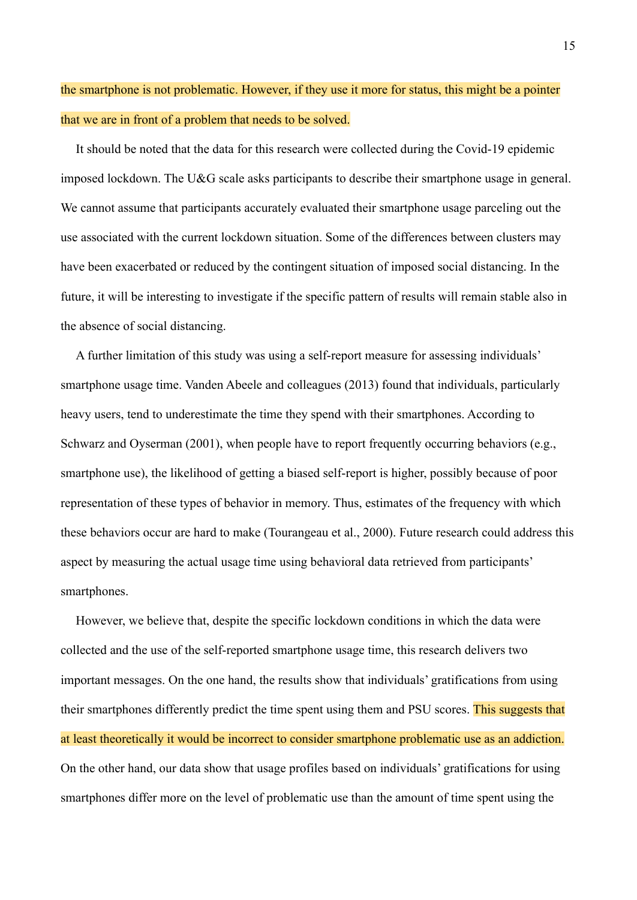the smartphone is not problematic. However, if they use it more for status, this might be a pointer that we are in front of a problem that needs to be solved.

It should be noted that the data for this research were collected during the Covid-19 epidemic imposed lockdown. The U&G scale asks participants to describe their smartphone usage in general. We cannot assume that participants accurately evaluated their smartphone usage parceling out the use associated with the current lockdown situation. Some of the differences between clusters may have been exacerbated or reduced by the contingent situation of imposed social distancing. In the future, it will be interesting to investigate if the specific pattern of results will remain stable also in the absence of social distancing.

A further limitation of this study was using a self-report measure for assessing individuals' smartphone usage time. Vanden Abeele and colleagues (2013) found that individuals, particularly heavy users, tend to underestimate the time they spend with their smartphones. According to Schwarz and Oyserman (2001), when people have to report frequently occurring behaviors (e.g., smartphone use), the likelihood of getting a biased self-report is higher, possibly because of poor representation of these types of behavior in memory. Thus, estimates of the frequency with which these behaviors occur are hard to make (Tourangeau et al., 2000). Future research could address this aspect by measuring the actual usage time using behavioral data retrieved from participants' smartphones.

However, we believe that, despite the specific lockdown conditions in which the data were collected and the use of the self-reported smartphone usage time, this research delivers two important messages. On the one hand, the results show that individuals' gratifications from using their smartphones differently predict the time spent using them and PSU scores. This suggests that at least theoretically it would be incorrect to consider smartphone problematic use as an addiction. On the other hand, our data show that usage profiles based on individuals' gratifications for using smartphones differ more on the level of problematic use than the amount of time spent using the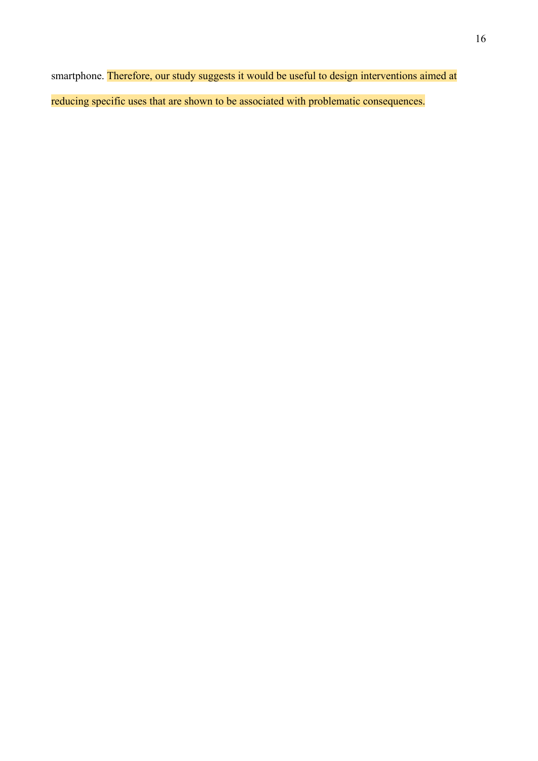smartphone. Therefore, our study suggests it would be useful to design interventions aimed at reducing specific uses that are shown to be associated with problematic consequences.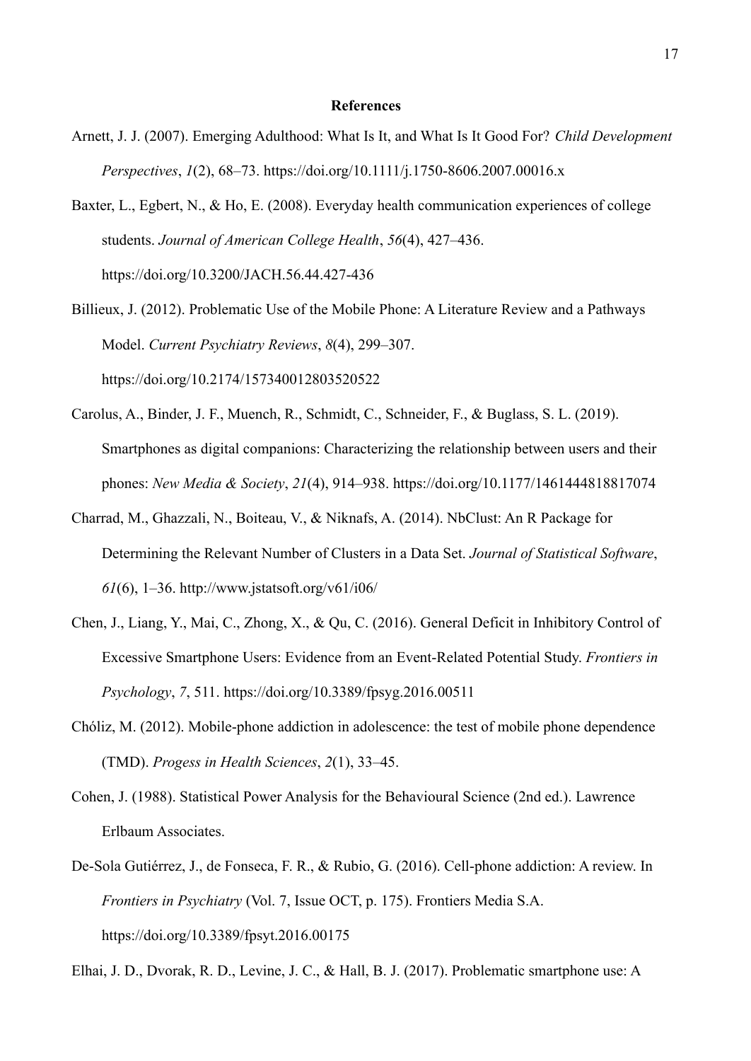## References

Arnett, J. J. (2007). Emerging Adulthood: What Is It, and What Is It Good For? *Child Development Perspectives*, *1*(2), 68–73. https://doi.org/10.1111/j.1750-8606.2007.00016.x

Baxter, L., Egbert, N., & Ho, E. (2008). Everyday health communication experiences of college students. *Journal of American College Health*, *56*(4), 427–436. https://doi.org/10.3200/JACH.56.44.427-436

Billieux, J. (2012). Problematic Use of the Mobile Phone: A Literature Review and a Pathways Model. *Current Psychiatry Reviews*, *8*(4), 299–307. https://doi.org/10.2174/157340012803520522

Carolus, A., Binder, J. F., Muench, R., Schmidt, C., Schneider, F., & Buglass, S. L. (2019). Smartphones as digital companions: Characterizing the relationship between users and their phones: *New Media & Society*, *21*(4), 914–938. https://doi.org/10.1177/1461444818817074

Charrad, M., Ghazzali, N., Boiteau, V., & Niknafs, A. (2014). NbClust: An R Package for Determining the Relevant Number of Clusters in a Data Set. *Journal of Statistical Software*, *61*(6), 1–36. http://www.jstatsoft.org/v61/i06/

Chen, J., Liang, Y., Mai, C., Zhong, X., & Qu, C. (2016). General Deficit in Inhibitory Control of Excessive Smartphone Users: Evidence from an Event-Related Potential Study. *Frontiers in Psychology*, *7*, 511. https://doi.org/10.3389/fpsyg.2016.00511

Chóliz, M. (2012). Mobile-phone addiction in adolescence: the test of mobile phone dependence (TMD). *Progess in Health Sciences*, *2*(1), 33–45.

Cohen, J. (1988). Statistical Power Analysis for the Behavioural Science (2nd ed.). Lawrence Erlbaum Associates.

De-Sola Gutiérrez, J., de Fonseca, F. R., & Rubio, G. (2016). Cell-phone addiction: A review. In *Frontiers in Psychiatry* (Vol. 7, Issue OCT, p. 175). Frontiers Media S.A. https://doi.org/10.3389/fpsyt.2016.00175

Elhai, J. D., Dvorak, R. D., Levine, J. C., & Hall, B. J. (2017). Problematic smartphone use: A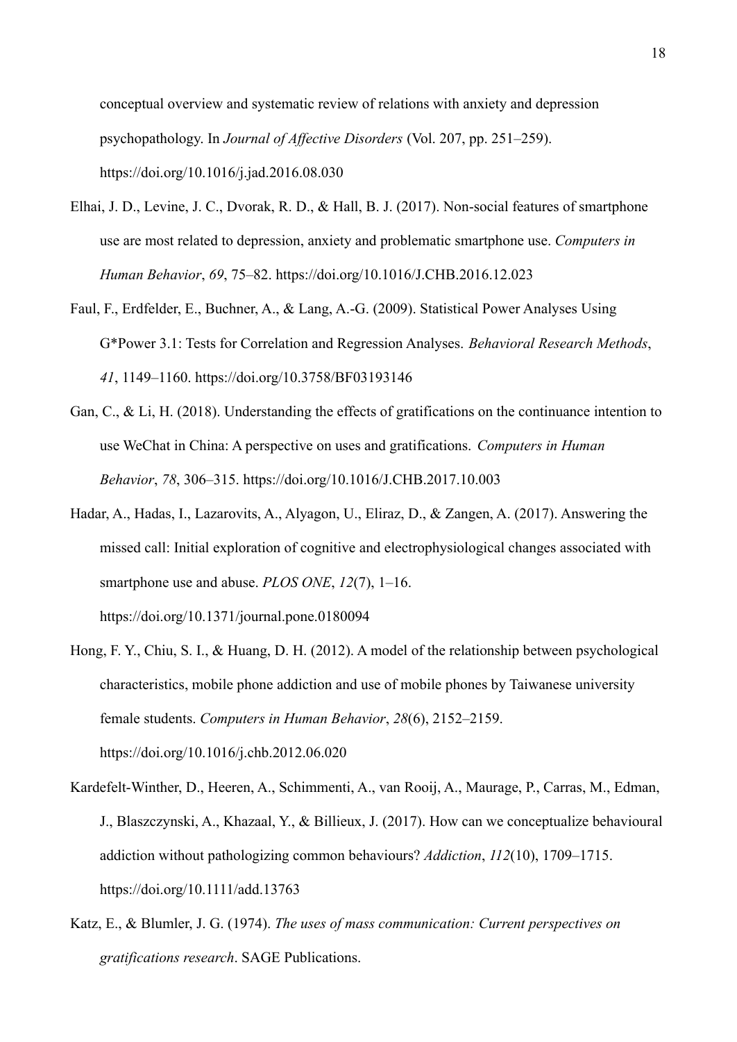conceptual overview and systematic review of relations with anxiety and depression psychopathology. In *Journal of Affective Disorders* (Vol. 207, pp. 251–259). https://doi.org/10.1016/j.jad.2016.08.030

Elhai, J. D., Levine, J. C., Dvorak, R. D., & Hall, B. J. (2017). Non-social features of smartphone use are most related to depression, anxiety and problematic smartphone use. *Computers in Human Behavior*, *69*, 75–82. https://doi.org/10.1016/J.CHB.2016.12.023

Faul, F., Erdfelder, E., Buchner, A., & Lang, A.-G. (2009). Statistical Power Analyses Using G*Power 3.1: Tests for Correlation and Regression Analyses. *Behavioral Research Methods*, *41*, 1149–1160. https://doi.org/10.3758/BF03193146

Gan, C., & Li, H. (2018). Understanding the effects of gratifications on the continuance intention to use WeChat in China: A perspective on uses and gratifications. *Computers in Human Behavior*, *78*, 306–315. https://doi.org/10.1016/J.CHB.2017.10.003

Hadar, A., Hadas, I., Lazarovits, A., Alyagon, U., Eliraz, D., & Zangen, A. (2017). Answering the missed call: Initial exploration of cognitive and electrophysiological changes associated with smartphone use and abuse. *PLOS ONE*, *12*(7), 1–16. https://doi.org/10.1371/journal.pone.0180094

Hong, F. Y., Chiu, S. I., & Huang, D. H. (2012). A model of the relationship between psychological characteristics, mobile phone addiction and use of mobile phones by Taiwanese university female students. *Computers in Human Behavior*, *28*(6), 2152–2159. https://doi.org/10.1016/j.chb.2012.06.020

Kardefelt-Winther, D., Heeren, A., Schimmenti, A., van Rooij, A., Maurage, P., Carras, M., Edman, J., Blaszczynski, A., Khazaal, Y., & Billieux, J. (2017). How can we conceptualize behavioural addiction without pathologizing common behaviours? *Addiction*, *112*(10), 1709–1715. https://doi.org/10.1111/add.13763

Katz, E., & Blumler, J. G. (1974). *The uses of mass communication: Current perspectives on gratifications research*. SAGE Publications.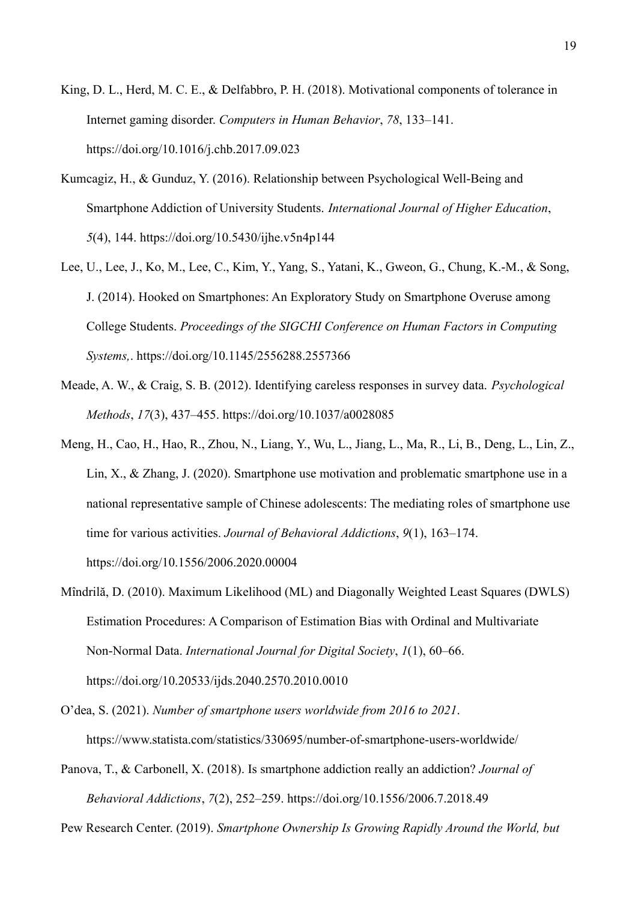King, D. L., Herd, M. C. E., & Delfabbro, P. H. (2018). Motivational components of tolerance in Internet gaming disorder. *Computers in Human Behavior*, *78*, 133–141. https://doi.org/10.1016/j.chb.2017.09.023

Kumcagiz, H., & Gunduz, Y. (2016). Relationship between Psychological Well-Being and Smartphone Addiction of University Students. *International Journal of Higher Education*, *5*(4), 144. https://doi.org/10.5430/ijhe.v5n4p144

Lee, U., Lee, J., Ko, M., Lee, C., Kim, Y., Yang, S., Yatani, K., Gweon, G., Chung, K.-M., & Song, J. (2014). Hooked on Smartphones: An Exploratory Study on Smartphone Overuse among College Students. *Proceedings of the SIGCHI Conference on Human Factors in Computing Systems,*. https://doi.org/10.1145/2556288.2557366

Meade, A. W., & Craig, S. B. (2012). Identifying careless responses in survey data. *Psychological Methods*, *17*(3), 437–455. https://doi.org/10.1037/a0028085

Meng, H., Cao, H., Hao, R., Zhou, N., Liang, Y., Wu, L., Jiang, L., Ma, R., Li, B., Deng, L., Lin, Z., Lin, X., & Zhang, J. (2020). Smartphone use motivation and problematic smartphone use in a national representative sample of Chinese adolescents: The mediating roles of smartphone use time for various activities. *Journal of Behavioral Addictions*, *9*(1), 163–174. https://doi.org/10.1556/2006.2020.00004

Mîndrilă, D. (2010). Maximum Likelihood (ML) and Diagonally Weighted Least Squares (DWLS) Estimation Procedures: A Comparison of Estimation Bias with Ordinal and Multivariate Non-Normal Data. *International Journal for Digital Society*, *1*(1), 60–66. https://doi.org/10.20533/ijds.2040.2570.2010.0010

O'dea, S. (2021). *Number of smartphone users worldwide from 2016 to 2021*. https://www.statista.com/statistics/330695/number-of-smartphone-users-worldwide/

Panova, T., & Carbonell, X. (2018). Is smartphone addiction really an addiction? *Journal of Behavioral Addictions*, *7*(2), 252–259. https://doi.org/10.1556/2006.7.2018.49

Pew Research Center. (2019). *Smartphone Ownership Is Growing Rapidly Around the World, but*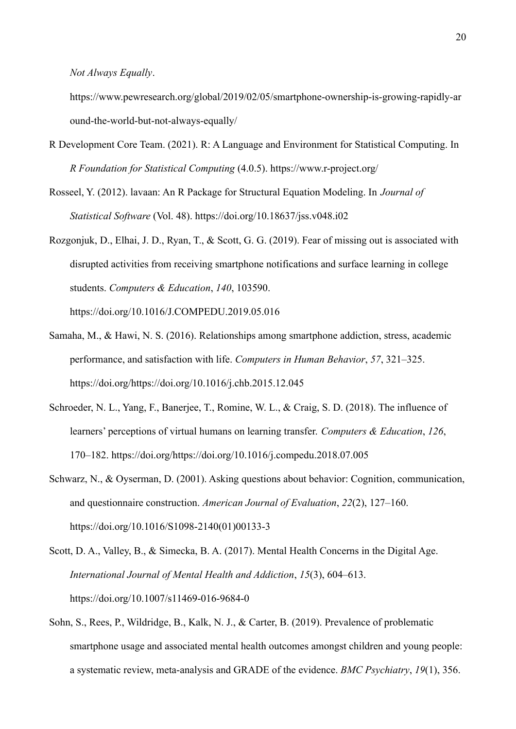*Not Always Equally*.

https://www.pewresearch.org/global/2019/02/05/smartphone-ownership-is-growing-rapidly-around-the-world-but-not-always-equally/

R Development Core Team. (2021). R: A Language and Environment for Statistical Computing. In *R Foundation for Statistical Computing* (4.0.5). https://www.r-project.org/

Rosseel, Y. (2012). lavaan: An R Package for Structural Equation Modeling. In *Journal of Statistical Software* (Vol. 48). https://doi.org/10.18637/jss.v048.i02

Rozgonjuk, D., Elhai, J. D., Ryan, T., & Scott, G. G. (2019). Fear of missing out is associated with disrupted activities from receiving smartphone notifications and surface learning in college students. *Computers & Education*, *140*, 103590. https://doi.org/10.1016/J.COMPEDU.2019.05.016

Samaha, M., & Hawi, N. S. (2016). Relationships among smartphone addiction, stress, academic performance, and satisfaction with life. *Computers in Human Behavior*, *57*, 321–325. https://doi.org/https://doi.org/10.1016/j.chb.2015.12.045

Schroeder, N. L., Yang, F., Banerjee, T., Romine, W. L., & Craig, S. D. (2018). The influence of learners' perceptions of virtual humans on learning transfer. *Computers & Education*, *126*, 170–182. https://doi.org/https://doi.org/10.1016/j.compedu.2018.07.005

Schwarz, N., & Oyserman, D. (2001). Asking questions about behavior: Cognition, communication, and questionnaire construction. *American Journal of Evaluation*, *22*(2), 127–160. https://doi.org/10.1016/S1098-2140(01)00133-3

Scott, D. A., Valley, B., & Simecka, B. A. (2017). Mental Health Concerns in the Digital Age. *International Journal of Mental Health and Addiction*, *15*(3), 604–613. https://doi.org/10.1007/s11469-016-9684-0

Sohn, S., Rees, P., Wildridge, B., Kalk, N. J., & Carter, B. (2019). Prevalence of problematic smartphone usage and associated mental health outcomes amongst children and young people: a systematic review, meta-analysis and GRADE of the evidence. *BMC Psychiatry*, *19*(1), 356.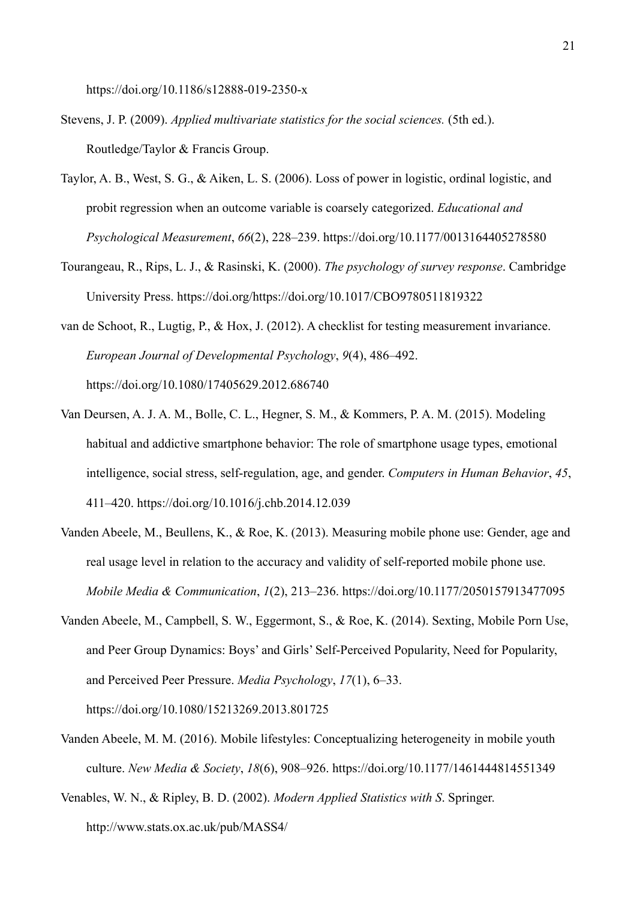https://doi.org/10.1186/s12888-019-2350-x

Stevens, J. P. (2009). *Applied multivariate statistics for the social sciences.* (5th ed.). Routledge/Taylor & Francis Group.

Taylor, A. B., West, S. G., & Aiken, L. S. (2006). Loss of power in logistic, ordinal logistic, and probit regression when an outcome variable is coarsely categorized. *Educational and Psychological Measurement*, *66*(2), 228–239. https://doi.org/10.1177/0013164405278580

Tourangeau, R., Rips, L. J., & Rasinski, K. (2000). *The psychology of survey response*. Cambridge University Press. https://doi.org/https://doi.org/10.1017/CBO9780511819322

van de Schoot, R., Lugtig, P., & Hox, J. (2012). A checklist for testing measurement invariance. *European Journal of Developmental Psychology*, *9*(4), 486–492. https://doi.org/10.1080/17405629.2012.686740

Van Deursen, A. J. A. M., Bolle, C. L., Hegner, S. M., & Kommers, P. A. M. (2015). Modeling habitual and addictive smartphone behavior: The role of smartphone usage types, emotional intelligence, social stress, self-regulation, age, and gender. *Computers in Human Behavior*, *45*, 411–420. https://doi.org/10.1016/j.chb.2014.12.039

Vanden Abeele, M., Beullens, K., & Roe, K. (2013). Measuring mobile phone use: Gender, age and real usage level in relation to the accuracy and validity of self-reported mobile phone use. *Mobile Media & Communication*, *1*(2), 213–236. https://doi.org/10.1177/2050157913477095

Vanden Abeele, M., Campbell, S. W., Eggermont, S., & Roe, K. (2014). Sexting, Mobile Porn Use, and Peer Group Dynamics: Boys' and Girls' Self-Perceived Popularity, Need for Popularity, and Perceived Peer Pressure. *Media Psychology*, *17*(1), 6–33. https://doi.org/10.1080/15213269.2013.801725

Vanden Abeele, M. M. (2016). Mobile lifestyles: Conceptualizing heterogeneity in mobile youth culture. *New Media & Society*, *18*(6), 908–926. https://doi.org/10.1177/1461444814551349

Venables, W. N., & Ripley, B. D. (2002). *Modern Applied Statistics with S*. Springer. http://www.stats.ox.ac.uk/pub/MASS4/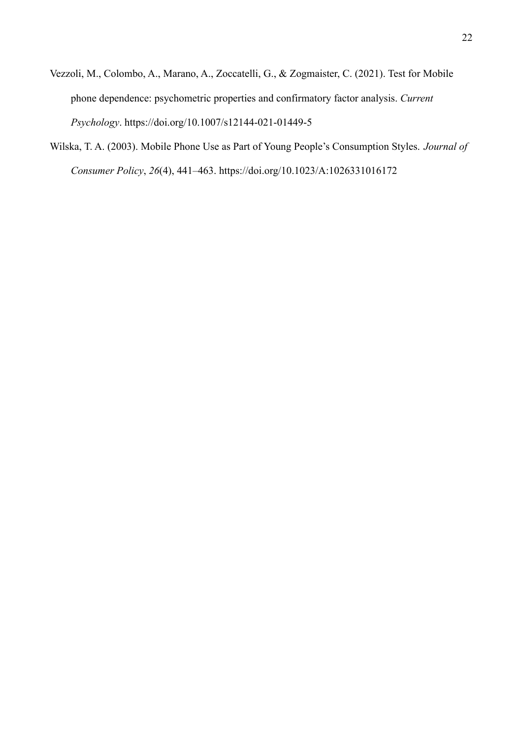Vezzoli, M., Colombo, A., Marano, A., Zoccatelli, G., & Zogmaister, C. (2021). Test for Mobile phone dependence: psychometric properties and confirmatory factor analysis. *Current Psychology*. https://doi.org/10.1007/s12144-021-01449-5

Wilska, T. A. (2003). Mobile Phone Use as Part of Young People's Consumption Styles. *Journal of Consumer Policy*, *26*(4), 441–463. https://doi.org/10.1023/A:1026331016172